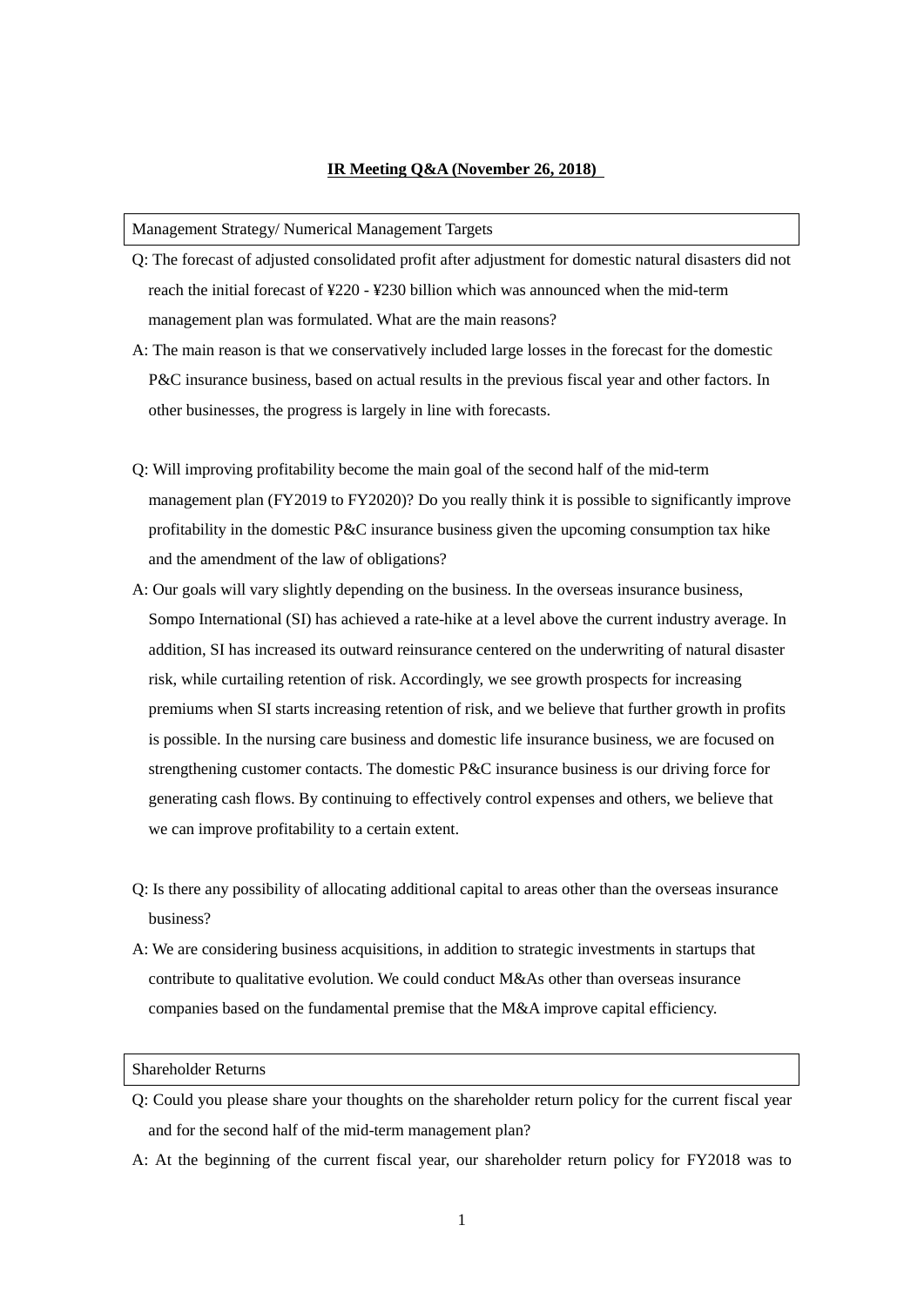# IR Meeting Q&A (November 26, 2018)

## Management Strategy/ Numerical Management Targets

Q: The forecast of adjusted consolidated profit after adjustment for domestic natural disasters did not reach the initial forecast of ¥220 - ¥230 billion which was announced when the mid-term management plan was formulated. What are the main reasons?

A: The main reason is that we conservatively included large losses in the forecast for the domestic P&C insurance business, based on actual results in the previous fiscal year and other factors. In other businesses, the progress is largely in line with forecasts.

Q: Will improving profitability become the main goal of the second half of the mid-term management plan (FY2019 to FY2020)? Do you really think it is possible to significantly improve profitability in the domestic P&C insurance business given the upcoming consumption tax hike and the amendment of the law of obligations?

A: Our goals will vary slightly depending on the business. In the overseas insurance business, Sompo International (SI) has achieved a rate-hike at a level above the current industry average. In addition, SI has increased its outward reinsurance centered on the underwriting of natural disaster risk, while curtailing retention of risk. Accordingly, we see growth prospects for increasing premiums when SI starts increasing retention of risk, and we believe that further growth in profits is possible. In the nursing care business and domestic life insurance business, we are focused on strengthening customer contacts. The domestic P&C insurance business is our driving force for generating cash flows. By continuing to effectively control expenses and others, we believe that we can improve profitability to a certain extent.

Q: Is there any possibility of allocating additional capital to areas other than the overseas insurance business?

A: We are considering business acquisitions, in addition to strategic investments in startups that contribute to qualitative evolution. We could conduct M&As other than overseas insurance companies based on the fundamental premise that the M&A improve capital efficiency.

## Shareholder Returns

Q: Could you please share your thoughts on the shareholder return policy for the current fiscal year and for the second half of the mid-term management plan?

A: At the beginning of the current fiscal year, our shareholder return policy for FY2018 was to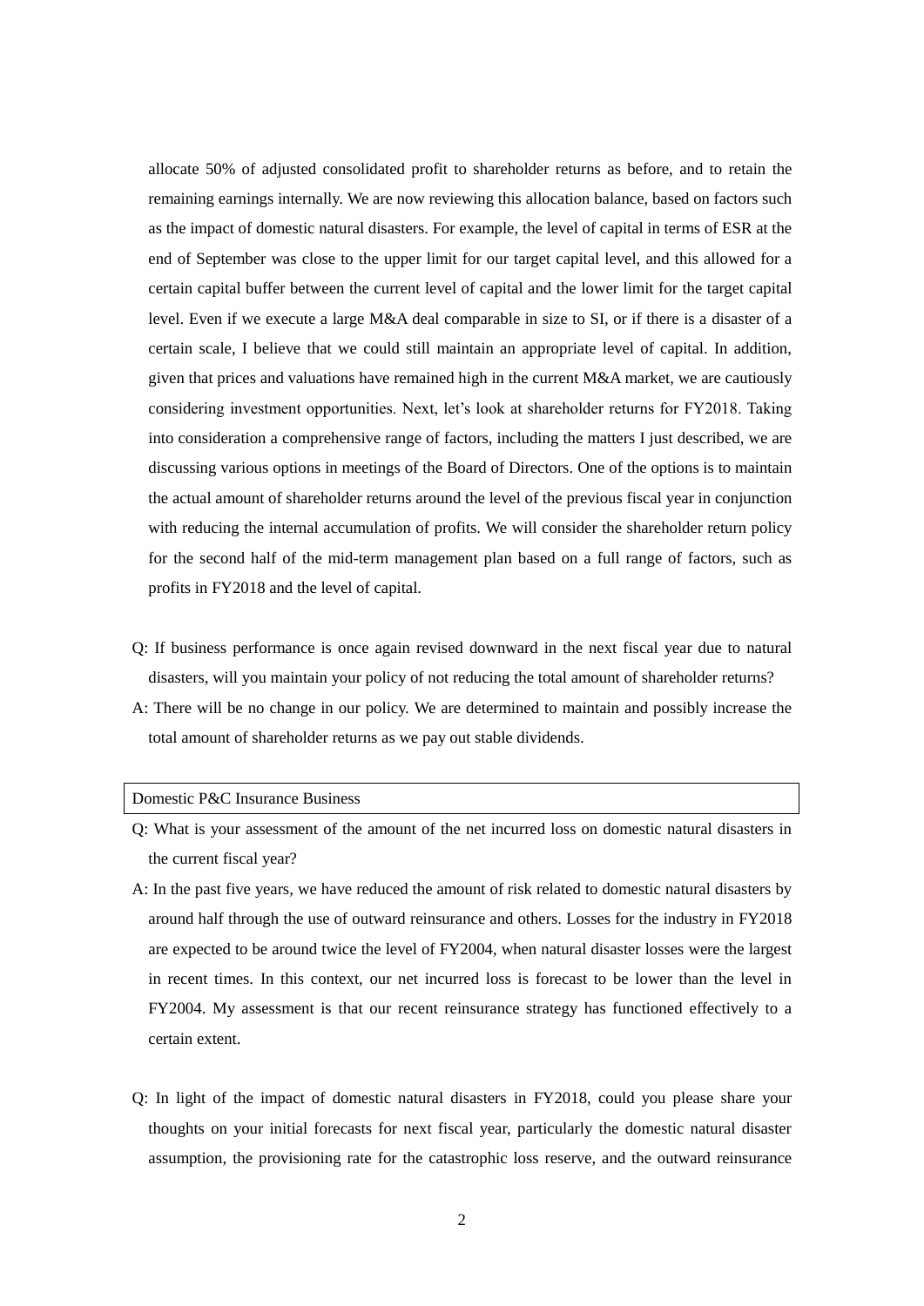allocate 50% of adjusted consolidated profit to shareholder returns as before, and to retain the remaining earnings internally. We are now reviewing this allocation balance, based on factors such as the impact of domestic natural disasters. For example, the level of capital in terms of ESR at the end of September was close to the upper limit for our target capital level, and this allowed for a certain capital buffer between the current level of capital and the lower limit for the target capital level. Even if we execute a large M&A deal comparable in size to SI, or if there is a disaster of a certain scale, I believe that we could still maintain an appropriate level of capital. In addition, given that prices and valuations have remained high in the current M&A market, we are cautiously considering investment opportunities. Next, let's look at shareholder returns for FY2018. Taking into consideration a comprehensive range of factors, including the matters I just described, we are discussing various options in meetings of the Board of Directors. One of the options is to maintain the actual amount of shareholder returns around the level of the previous fiscal year in conjunction with reducing the internal accumulation of profits. We will consider the shareholder return policy for the second half of the mid-term management plan based on a full range of factors, such as profits in FY2018 and the level of capital.

Q: If business performance is once again revised downward in the next fiscal year due to natural disasters, will you maintain your policy of not reducing the total amount of shareholder returns?

A: There will be no change in our policy. We are determined to maintain and possibly increase the total amount of shareholder returns as we pay out stable dividends.

| Domestic P&C Insurance Business |
|---|

Q: What is your assessment of the amount of the net incurred loss on domestic natural disasters in the current fiscal year?

A: In the past five years, we have reduced the amount of risk related to domestic natural disasters by around half through the use of outward reinsurance and others. Losses for the industry in FY2018 are expected to be around twice the level of FY2004, when natural disaster losses were the largest in recent times. In this context, our net incurred loss is forecast to be lower than the level in FY2004. My assessment is that our recent reinsurance strategy has functioned effectively to a certain extent.

Q: In light of the impact of domestic natural disasters in FY2018, could you please share your thoughts on your initial forecasts for next fiscal year, particularly the domestic natural disaster assumption, the provisioning rate for the catastrophic loss reserve, and the outward reinsurance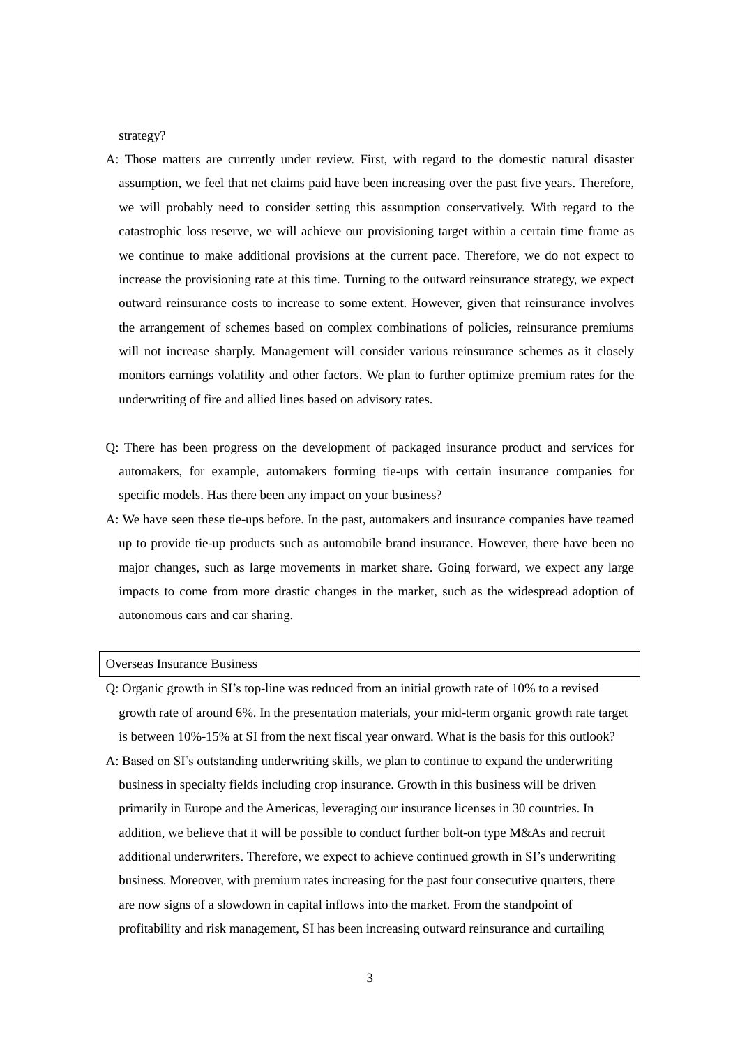strategy?

A: Those matters are currently under review. First, with regard to the domestic natural disaster assumption, we feel that net claims paid have been increasing over the past five years. Therefore, we will probably need to consider setting this assumption conservatively. With regard to the catastrophic loss reserve, we will achieve our provisioning target within a certain time frame as we continue to make additional provisions at the current pace. Therefore, we do not expect to increase the provisioning rate at this time. Turning to the outward reinsurance strategy, we expect outward reinsurance costs to increase to some extent. However, given that reinsurance involves the arrangement of schemes based on complex combinations of policies, reinsurance premiums will not increase sharply. Management will consider various reinsurance schemes as it closely monitors earnings volatility and other factors. We plan to further optimize premium rates for the underwriting of fire and allied lines based on advisory rates.

Q: There has been progress on the development of packaged insurance product and services for automakers, for example, automakers forming tie-ups with certain insurance companies for specific models. Has there been any impact on your business?

A: We have seen these tie-ups before. In the past, automakers and insurance companies have teamed up to provide tie-up products such as automobile brand insurance. However, there have been no major changes, such as large movements in market share. Going forward, we expect any large impacts to come from more drastic changes in the market, such as the widespread adoption of autonomous cars and car sharing.

## Overseas Insurance Business

Q: Organic growth in SI's top-line was reduced from an initial growth rate of 10% to a revised growth rate of around 6%. In the presentation materials, your mid-term organic growth rate target is between 10%-15% at SI from the next fiscal year onward. What is the basis for this outlook?

A: Based on SI's outstanding underwriting skills, we plan to continue to expand the underwriting business in specialty fields including crop insurance. Growth in this business will be driven primarily in Europe and the Americas, leveraging our insurance licenses in 30 countries. In addition, we believe that it will be possible to conduct further bolt-on type M&As and recruit additional underwriters. Therefore, we expect to achieve continued growth in SI's underwriting business. Moreover, with premium rates increasing for the past four consecutive quarters, there are now signs of a slowdown in capital inflows into the market. From the standpoint of profitability and risk management, SI has been increasing outward reinsurance and curtailing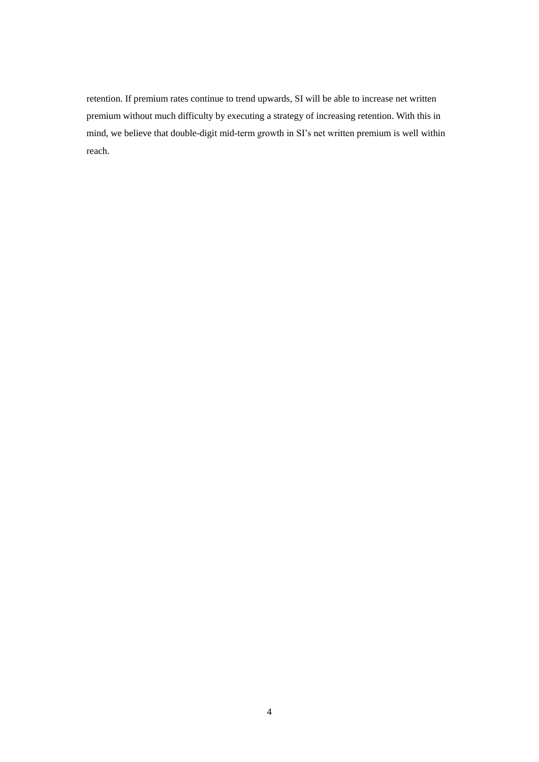retention. If premium rates continue to trend upwards, SI will be able to increase net written premium without much difficulty by executing a strategy of increasing retention. With this in mind, we believe that double-digit mid-term growth in SI’s net written premium is well within reach.